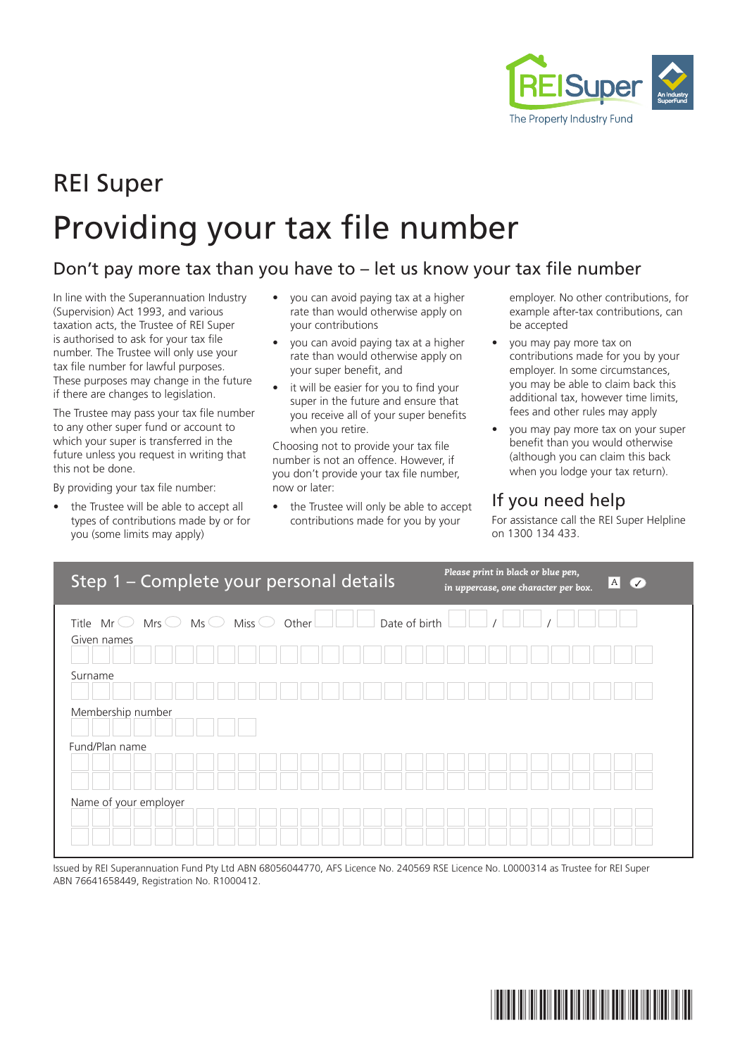REI Super
The Property Industry Fund

# REI Super

# Providing your tax file number

## Don't pay more tax than you have to – let us know your tax file number

In line with the Superannuation Industry (Supervision) Act 1993, and various taxation acts, the Trustee of REI Super is authorised to ask for your tax file number. The Trustee will only use your tax file number for lawful purposes. These purposes may change in the future if there are changes to legislation.

The Trustee may pass your tax file number to any other super fund or account to which your super is transferred in the future unless you request in writing that this not be done.

By providing your tax file number:

- the Trustee will be able to accept all types of contributions made by or for you (some limits may apply)
- you can avoid paying tax at a higher rate than would otherwise apply on your contributions
- you can avoid paying tax at a higher rate than would otherwise apply on your super benefit, and
- it will be easier for you to find your super in the future and ensure that you receive all of your super benefits when you retire.

Choosing not to provide your tax file number is not an offence. However, if you don't provide your tax file number, now or later:

- the Trustee will only be able to accept contributions made for you by your employer. No other contributions, for example after-tax contributions, can be accepted
- you may pay more tax on contributions made for you by your employer. In some circumstances, you may be able to claim back this additional tax, however time limits, fees and other rules may apply
- you may pay more tax on your super benefit than you would otherwise (although you can claim this back when you lodge your tax return).

## If you need help

For assistance call the REI Super Helpline on 1300 134 433.

## Step 1 – Complete your personal details

*Please print in black or blue pen, in uppercase, one character per box.*

Title: Mr ◯ Mrs ◯ Ms ◯ Miss ◯ Other ____ Date of birth ___ / ___ / ______

Given names

Surname

Membership number

Fund/Plan name

Name of your employer

Issued by REI Superannuation Fund Pty Ltd ABN 68056044770, AFS Licence No. 240569 RSE Licence No. L0000314 as Trustee for REI Super ABN 76641658449, Registration No. R1000412.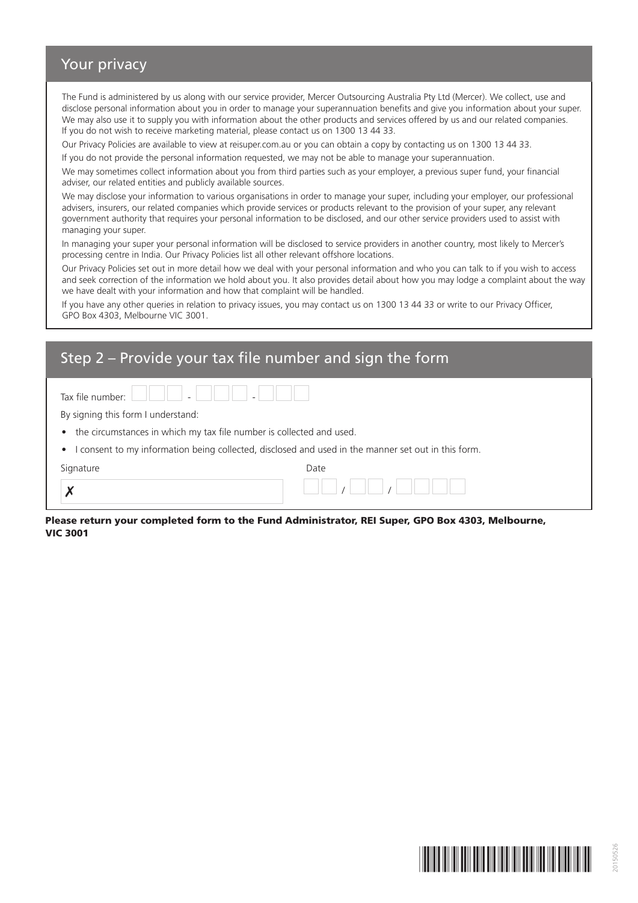## Your privacy

The Fund is administered by us along with our service provider, Mercer Outsourcing Australia Pty Ltd (Mercer). We collect, use and disclose personal information about you in order to manage your superannuation benefits and give you information about your super. We may also use it to supply you with information about the other products and services offered by us and our related companies. If you do not wish to receive marketing material, please contact us on 1300 13 44 33.

Our Privacy Policies are available to view at reisuper.com.au or you can obtain a copy by contacting us on 1300 13 44 33.

If you do not provide the personal information requested, we may not be able to manage your superannuation.

We may sometimes collect information about you from third parties such as your employer, a previous super fund, your financial adviser, our related entities and publicly available sources.

We may disclose your information to various organisations in order to manage your super, including your employer, our professional advisers, insurers, our related companies which provide services or products relevant to the provision of your super, any relevant government authority that requires your personal information to be disclosed, and our other service providers used to assist with managing your super.

In managing your super your personal information will be disclosed to service providers in another country, most likely to Mercer's processing centre in India. Our Privacy Policies list all other relevant offshore locations.

Our Privacy Policies set out in more detail how we deal with your personal information and who you can talk to if you wish to access and seek correction of the information we hold about you. It also provides detail about how you may lodge a complaint about the way we have dealt with your information and how that complaint will be handled.

If you have any other queries in relation to privacy issues, you may contact us on 1300 13 44 33 or write to our Privacy Officer, GPO Box 4303, Melbourne VIC 3001.

## Step 2 – Provide your tax file number and sign the form

Tax file number: ___ ___ ___ - ___ ___ ___ - ___ ___ ___

By signing this form I understand:

- the circumstances in which my tax file number is collected and used.
- I consent to my information being collected, disclosed and used in the manner set out in this form.

Signature

✗

Date

__ __ / __ __ / __ __ __ __

**Please return your completed form to the Fund Administrator, REI Super, GPO Box 4303, Melbourne, VIC 3001**

20150526